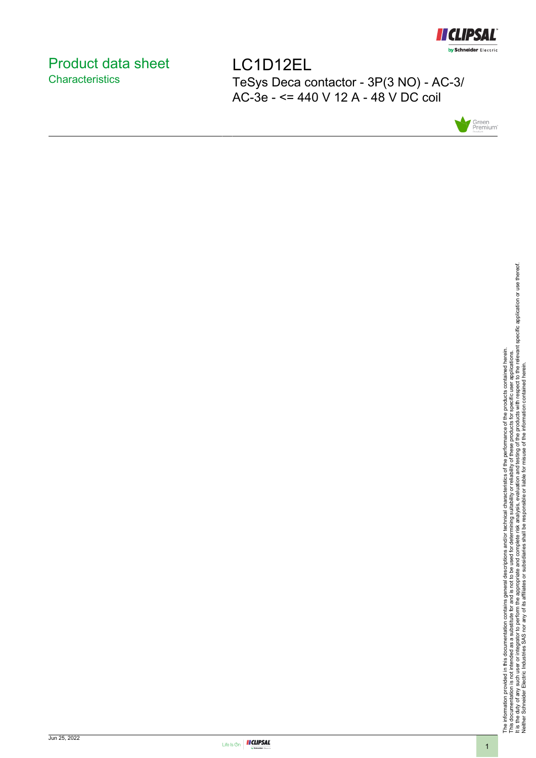# Product data sheet

## Characteristics

# LC1D12EL

TeSys Deca contactor - 3P(3 NO) - AC-3/ AC-3e - <= 440 V 12 A - 48 V DC coil

The information provided in this documentation contains general descriptions and/or technical characteristics of the performance of the products contained herein.
This documentation is not intended as a substitute for and is not to be used for determining suitability or reliability of these products for specific user applications.
It is the duty of any such user or integrator to perform the appropriate and complete risk analysis, evaluation and testing of the products with respect to the relevant specific application or use thereof.
Neither Schneider Electric Industries SAS nor any of its affiliates or subsidiaries shall be responsible or liable for misuse of the information contained herein.

Jun 25, 2022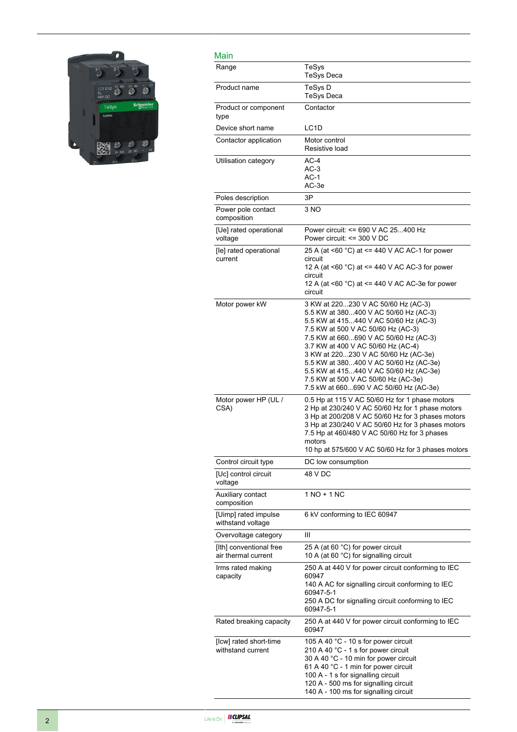## Main

| | |
|---|---|
| Range | TeSys<br>TeSys Deca |
| Product name | TeSys D<br>TeSys Deca |
| Product or component type | Contactor |
| Device short name | LC1D |
| Contactor application | Motor control<br>Resistive load |
| Utilisation category | AC-4<br>AC-3<br>AC-1<br>AC-3e |
| Poles description | 3P |
| Power pole contact composition | 3 NO |
| [Ue] rated operational voltage | Power circuit: <= 690 V AC 25...400 Hz<br>Power circuit: <= 300 V DC |
| [Ie] rated operational current | 25 A (at <60 °C) at <= 440 V AC AC-1 for power circuit<br>12 A (at <60 °C) at <= 440 V AC AC-3 for power circuit<br>12 A (at <60 °C) at <= 440 V AC AC-3e for power circuit |
| Motor power kW | 3 KW at 220...230 V AC 50/60 Hz (AC-3)<br>5.5 KW at 380...400 V AC 50/60 Hz (AC-3)<br>5.5 KW at 415...440 V AC 50/60 Hz (AC-3)<br>7.5 KW at 500 V AC 50/60 Hz (AC-3)<br>7.5 KW at 660...690 V AC 50/60 Hz (AC-3)<br>3.7 KW at 400 V AC 50/60 Hz (AC-4)<br>3 KW at 220...230 V AC 50/60 Hz (AC-3e)<br>5.5 KW at 380...400 V AC 50/60 Hz (AC-3e)<br>5.5 KW at 415...440 V AC 50/60 Hz (AC-3e)<br>7.5 KW at 500 V AC 50/60 Hz (AC-3e)<br>7.5 kW at 660...690 V AC 50/60 Hz (AC-3e) |
| Motor power HP (UL / CSA) | 0.5 Hp at 115 V AC 50/60 Hz for 1 phase motors<br>2 Hp at 230/240 V AC 50/60 Hz for 1 phase motors<br>3 Hp at 200/208 V AC 50/60 Hz for 3 phases motors<br>3 Hp at 230/240 V AC 50/60 Hz for 3 phases motors<br>7.5 Hp at 460/480 V AC 50/60 Hz for 3 phases motors<br>10 hp at 575/600 V AC 50/60 Hz for 3 phases motors |
| Control circuit type | DC low consumption |
| [Uc] control circuit voltage | 48 V DC |
| Auxiliary contact composition | 1 NO + 1 NC |
| [Uimp] rated impulse withstand voltage | 6 kV conforming to IEC 60947 |
| Overvoltage category | III |
| [Ith] conventional free air thermal current | 25 A (at 60 °C) for power circuit<br>10 A (at 60 °C) for signalling circuit |
| Irms rated making capacity | 250 A at 440 V for power circuit conforming to IEC 60947<br>140 A AC for signalling circuit conforming to IEC 60947-5-1<br>250 A DC for signalling circuit conforming to IEC 60947-5-1 |
| Rated breaking capacity | 250 A at 440 V for power circuit conforming to IEC 60947 |
| [Icw] rated short-time withstand current | 105 A 40 °C - 10 s for power circuit<br>210 A 40 °C - 1 s for power circuit<br>30 A 40 °C - 10 min for power circuit<br>61 A 40 °C - 1 min for power circuit<br>100 A - 1 s for signalling circuit<br>120 A - 500 ms for signalling circuit<br>140 A - 100 ms for signalling circuit |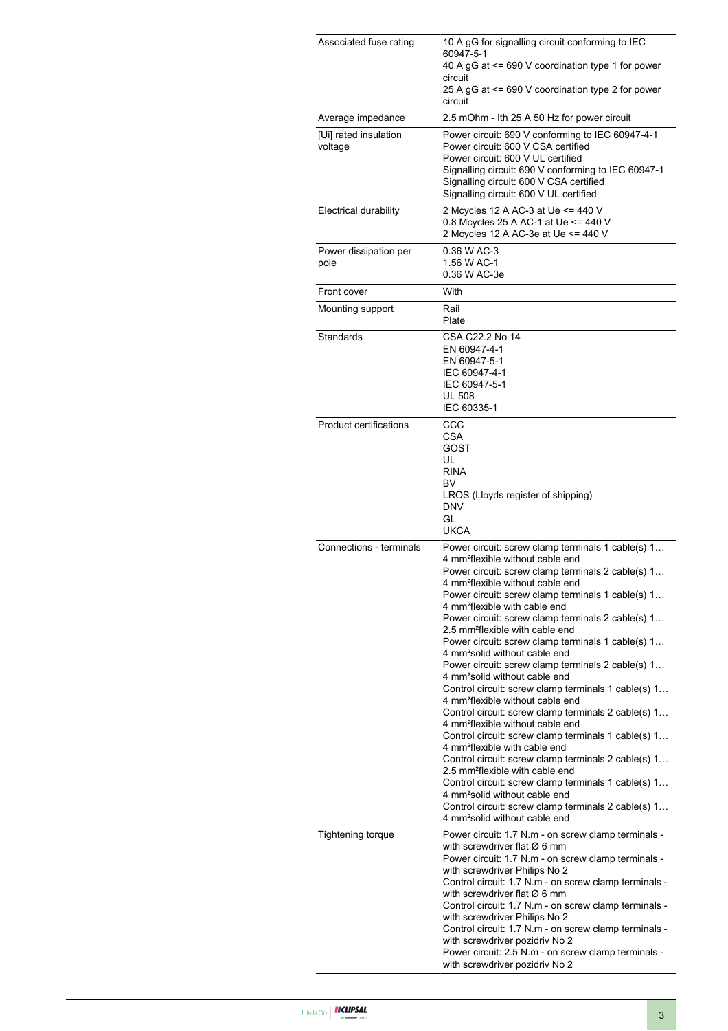| | |
|---|---|
| Associated fuse rating | 10 A gG for signalling circuit conforming to IEC 60947-5-1<br>40 A gG at <= 690 V coordination type 1 for power circuit<br>25 A gG at <= 690 V coordination type 2 for power circuit |
| Average impedance | 2.5 mOhm - Ith 25 A 50 Hz for power circuit |
| [Ui] rated insulation voltage | Power circuit: 690 V conforming to IEC 60947-4-1<br>Power circuit: 600 V CSA certified<br>Power circuit: 600 V UL certified<br>Signalling circuit: 690 V conforming to IEC 60947-1<br>Signalling circuit: 600 V CSA certified<br>Signalling circuit: 600 V UL certified |
| Electrical durability | 2 Mcycles 12 A AC-3 at Ue <= 440 V<br>0.8 Mcycles 25 A AC-1 at Ue <= 440 V<br>2 Mcycles 12 A AC-3e at Ue <= 440 V |
| Power dissipation per pole | 0.36 W AC-3<br>1.56 W AC-1<br>0.36 W AC-3e |
| Front cover | With |
| Mounting support | Rail<br>Plate |
| Standards | CSA C22.2 No 14<br>EN 60947-4-1<br>EN 60947-5-1<br>IEC 60947-4-1<br>IEC 60947-5-1<br>UL 508<br>IEC 60335-1 |
| Product certifications | CCC<br>CSA<br>GOST<br>UL<br>RINA<br>BV<br>LROS (Lloyds register of shipping)<br>DNV<br>GL<br>UKCA |
| Connections - terminals | Power circuit: screw clamp terminals 1 cable(s) 1…4 mm²flexible without cable end<br>Power circuit: screw clamp terminals 2 cable(s) 1…4 mm²flexible without cable end<br>Power circuit: screw clamp terminals 1 cable(s) 1…4 mm²flexible with cable end<br>Power circuit: screw clamp terminals 2 cable(s) 1…2.5 mm²flexible with cable end<br>Power circuit: screw clamp terminals 1 cable(s) 1…4 mm²solid without cable end<br>Power circuit: screw clamp terminals 2 cable(s) 1…4 mm²solid without cable end<br>Control circuit: screw clamp terminals 1 cable(s) 1…4 mm²flexible without cable end<br>Control circuit: screw clamp terminals 2 cable(s) 1…4 mm²flexible without cable end<br>Control circuit: screw clamp terminals 1 cable(s) 1…4 mm²flexible with cable end<br>Control circuit: screw clamp terminals 2 cable(s) 1…2.5 mm²flexible with cable end<br>Control circuit: screw clamp terminals 1 cable(s) 1…4 mm²solid without cable end<br>Control circuit: screw clamp terminals 2 cable(s) 1…4 mm²solid without cable end |
| Tightening torque | Power circuit: 1.7 N.m - on screw clamp terminals - with screwdriver flat Ø 6 mm<br>Power circuit: 1.7 N.m - on screw clamp terminals - with screwdriver Philips No 2<br>Control circuit: 1.7 N.m - on screw clamp terminals - with screwdriver flat Ø 6 mm<br>Control circuit: 1.7 N.m - on screw clamp terminals - with screwdriver Philips No 2<br>Control circuit: 1.7 N.m - on screw clamp terminals - with screwdriver pozidriv No 2<br>Power circuit: 2.5 N.m - on screw clamp terminals - with screwdriver pozidriv No 2 |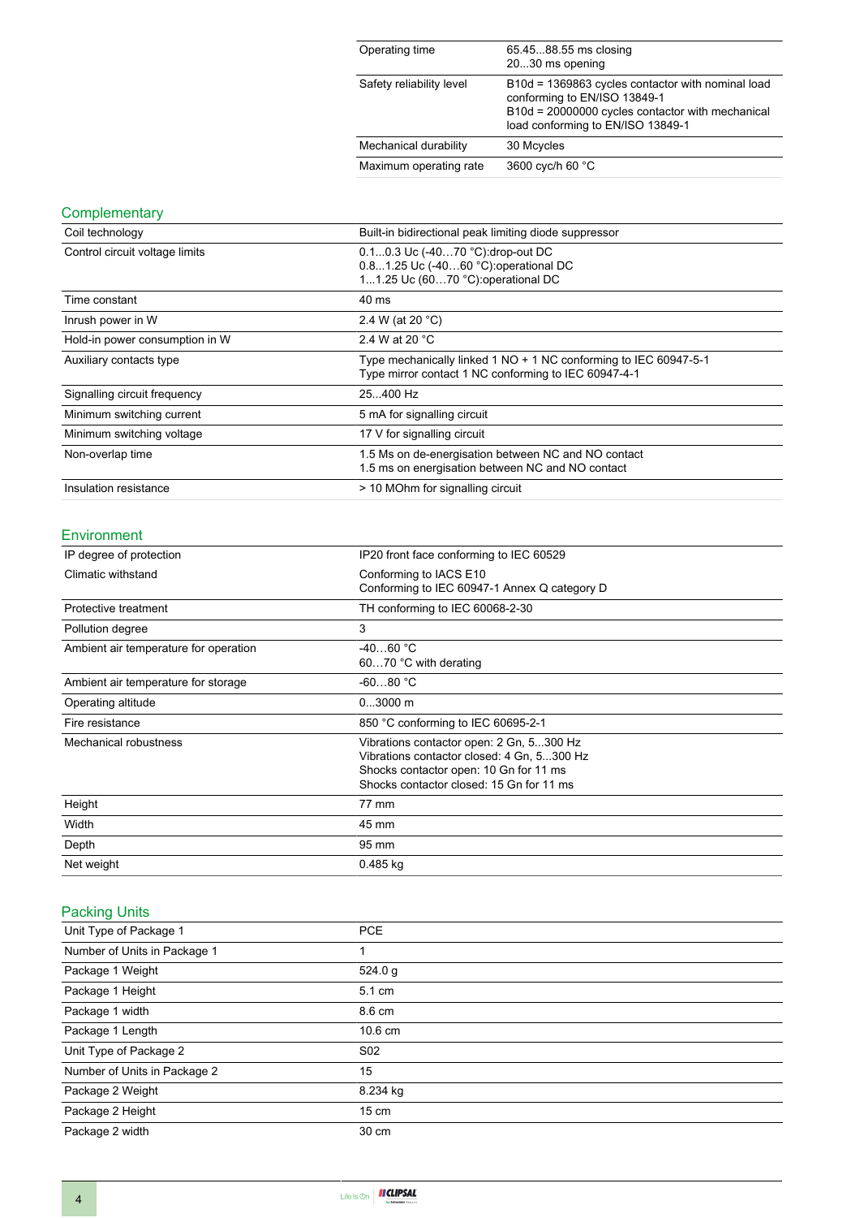| | |
|---|---|
| Operating time | 65.45...88.55 ms closing<br>20...30 ms opening |
| Safety reliability level | B10d = 1369863 cycles contactor with nominal load conforming to EN/ISO 13849-1<br>B10d = 20000000 cycles contactor with mechanical load conforming to EN/ISO 13849-1 |
| Mechanical durability | 30 Mcycles |
| Maximum operating rate | 3600 cyc/h 60 °C |

## Complementary

| | |
|---|---|
| Coil technology | Built-in bidirectional peak limiting diode suppressor |
| Control circuit voltage limits | 0.1...0.3 Uc (-40…70 °C):drop-out DC<br>0.8...1.25 Uc (-40…60 °C):operational DC<br>1...1.25 Uc (60…70 °C):operational DC |
| Time constant | 40 ms |
| Inrush power in W | 2.4 W (at 20 °C) |
| Hold-in power consumption in W | 2.4 W at 20 °C |
| Auxiliary contacts type | Type mechanically linked 1 NO + 1 NC conforming to IEC 60947-5-1<br>Type mirror contact 1 NC conforming to IEC 60947-4-1 |
| Signalling circuit frequency | 25...400 Hz |
| Minimum switching current | 5 mA for signalling circuit |
| Minimum switching voltage | 17 V for signalling circuit |
| Non-overlap time | 1.5 Ms on de-energisation between NC and NO contact<br>1.5 ms on energisation between NC and NO contact |
| Insulation resistance | > 10 MOhm for signalling circuit |

## Environment

| | |
|---|---|
| IP degree of protection | IP20 front face conforming to IEC 60529 |
| Climatic withstand | Conforming to IACS E10<br>Conforming to IEC 60947-1 Annex Q category D |
| Protective treatment | TH conforming to IEC 60068-2-30 |
| Pollution degree | 3 |
| Ambient air temperature for operation | -40…60 °C<br>60…70 °C with derating |
| Ambient air temperature for storage | -60...80 °C |
| Operating altitude | 0...3000 m |
| Fire resistance | 850 °C conforming to IEC 60695-2-1 |
| Mechanical robustness | Vibrations contactor open: 2 Gn, 5...300 Hz<br>Vibrations contactor closed: 4 Gn, 5...300 Hz<br>Shocks contactor open: 10 Gn for 11 ms<br>Shocks contactor closed: 15 Gn for 11 ms |
| Height | 77 mm |
| Width | 45 mm |
| Depth | 95 mm |
| Net weight | 0.485 kg |

## Packing Units

| | |
|---|---|
| Unit Type of Package 1 | PCE |
| Number of Units in Package 1 | 1 |
| Package 1 Weight | 524.0 g |
| Package 1 Height | 5.1 cm |
| Package 1 width | 8.6 cm |
| Package 1 Length | 10.6 cm |
| Unit Type of Package 2 | S02 |
| Number of Units in Package 2 | 15 |
| Package 2 Weight | 8.234 kg |
| Package 2 Height | 15 cm |
| Package 2 width | 30 cm |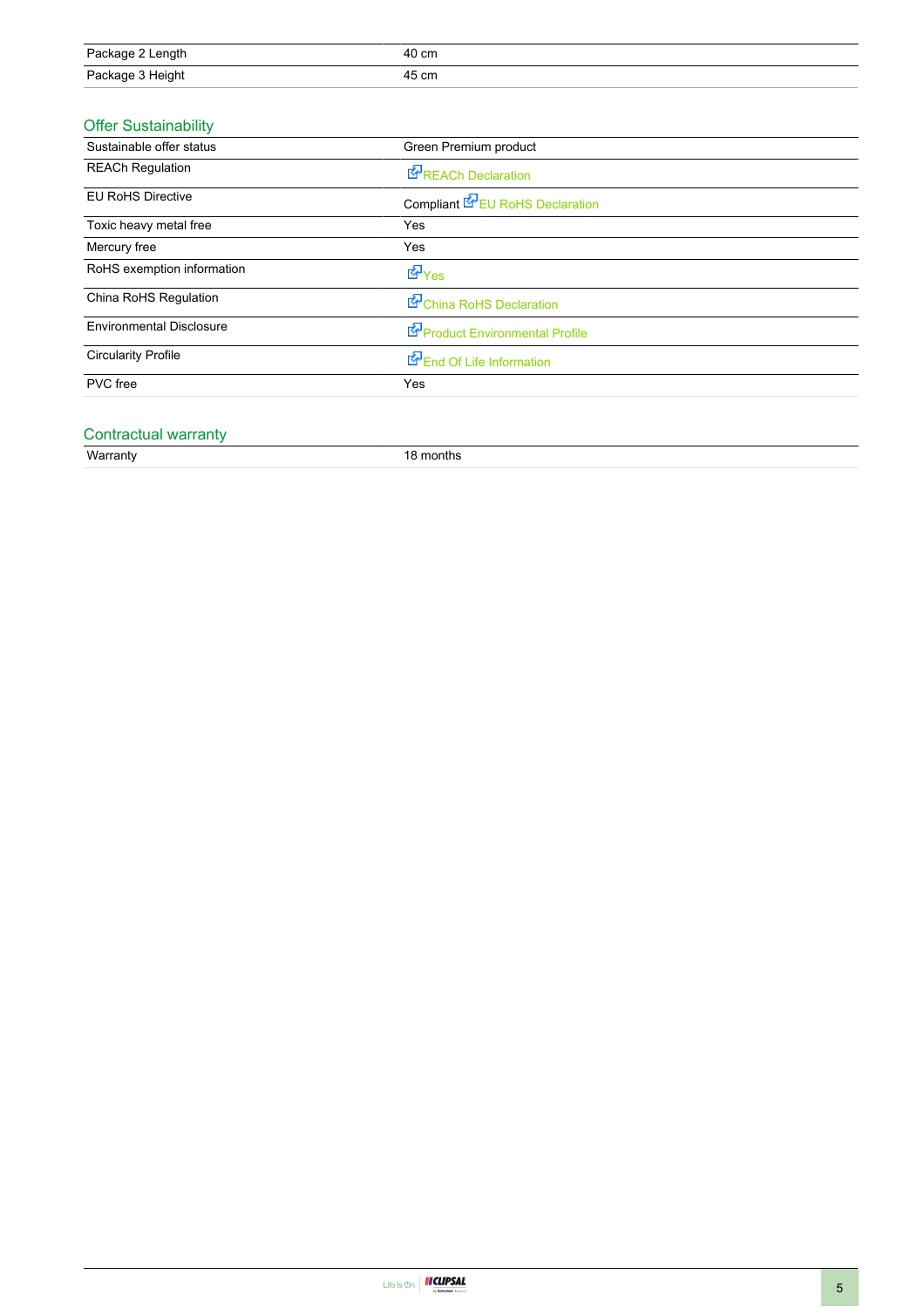| | |
|---|---|
| Package 2 Length | 40 cm |
| Package 3 Height | 45 cm |

## Offer Sustainability

| | |
|---|---|
| Sustainable offer status | Green Premium product |
| REACh Regulation | REACh Declaration |
| EU RoHS Directive | Compliant EU RoHS Declaration |
| Toxic heavy metal free | Yes |
| Mercury free | Yes |
| RoHS exemption information | Yes |
| China RoHS Regulation | China RoHS Declaration |
| Environmental Disclosure | Product Environmental Profile |
| Circularity Profile | End Of Life Information |
| PVC free | Yes |

## Contractual warranty

| | |
|---|---|
| Warranty | 18 months |